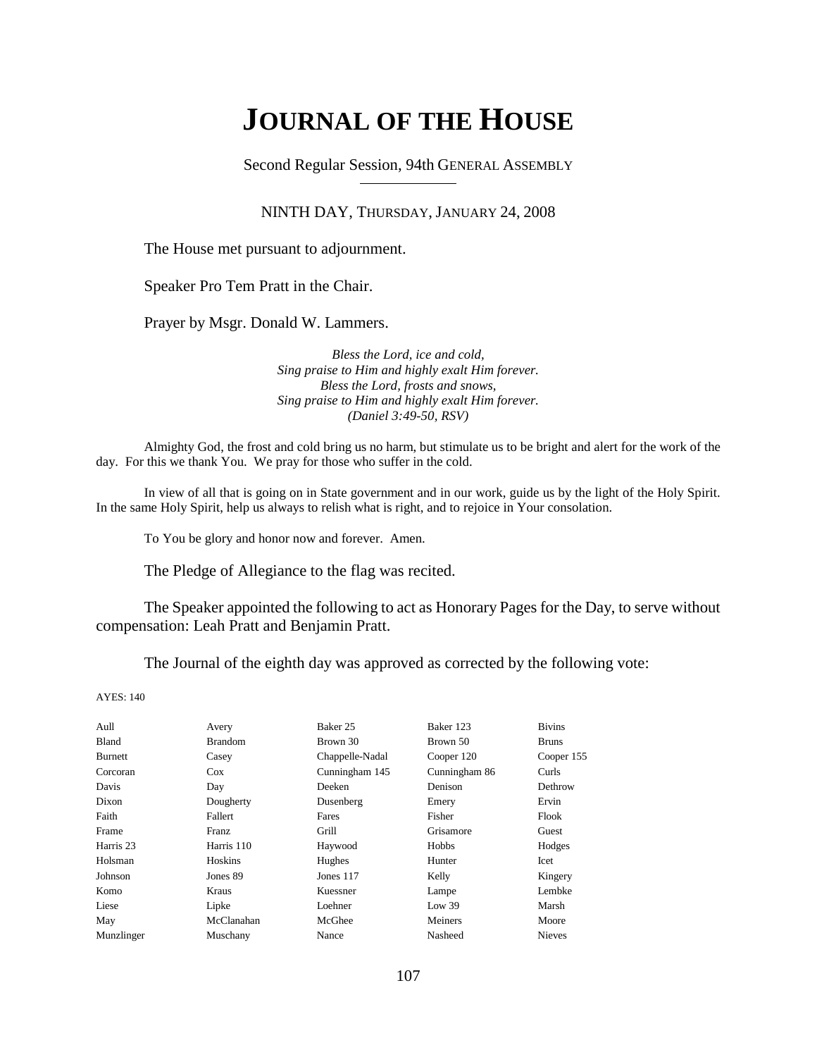# JOURNAL OF THE HOUSE

Second Regular Session, 94th GENERAL ASSEMBLY

NINTH DAY, THURSDAY, JANUARY 24, 2008

The House met pursuant to adjournment.

Speaker Pro Tem Pratt in the Chair.

Prayer by Msgr. Donald W. Lammers.

*Bless the Lord, ice and cold,*
*Sing praise to Him and highly exalt Him forever.*
*Bless the Lord, frosts and snows,*
*Sing praise to Him and highly exalt Him forever.*
*(Daniel 3:49-50, RSV)*

Almighty God, the frost and cold bring us no harm, but stimulate us to be bright and alert for the work of the day. For this we thank You. We pray for those who suffer in the cold.

In view of all that is going on in State government and in our work, guide us by the light of the Holy Spirit. In the same Holy Spirit, help us always to relish what is right, and to rejoice in Your consolation.

To You be glory and honor now and forever. Amen.

The Pledge of Allegiance to the flag was recited.

The Speaker appointed the following to act as Honorary Pages for the Day, to serve without compensation: Leah Pratt and Benjamin Pratt.

The Journal of the eighth day was approved as corrected by the following vote:

AYES: 140

| | | | | |
|---|---|---|---|---|
| Aull | Avery | Baker 25 | Baker 123 | Bivins |
| Bland | Brandom | Brown 30 | Brown 50 | Bruns |
| Burnett | Casey | Chappelle-Nadal | Cooper 120 | Cooper 155 |
| Corcoran | Cox | Cunningham 145 | Cunningham 86 | Curls |
| Davis | Day | Deeken | Denison | Dethrow |
| Dixon | Dougherty | Dusenberg | Emery | Ervin |
| Faith | Fallert | Fares | Fisher | Flook |
| Frame | Franz | Grill | Grisamore | Guest |
| Harris 23 | Harris 110 | Haywood | Hobbs | Hodges |
| Holsman | Hoskins | Hughes | Hunter | Icet |
| Johnson | Jones 89 | Jones 117 | Kelly | Kingery |
| Komo | Kraus | Kuessner | Lampe | Lembke |
| Liese | Lipke | Loehner | Low 39 | Marsh |
| May | McClanahan | McGhee | Meiners | Moore |
| Munzlinger | Muschany | Nance | Nasheed | Nieves |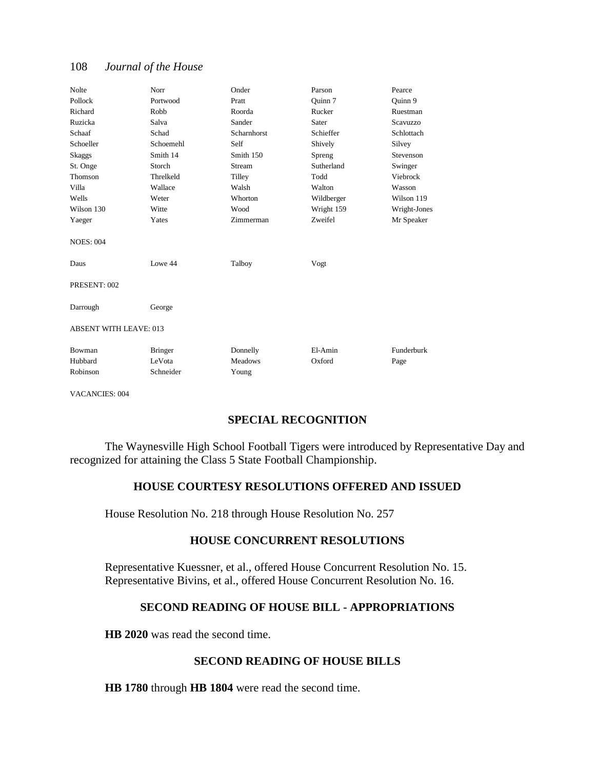| | | | | |
|---|---|---|---|---|
| Nolte | Norr | Onder | Parson | Pearce |
| Pollock | Portwood | Pratt | Quinn 7 | Quinn 9 |
| Richard | Robb | Roorda | Rucker | Ruestman |
| Ruzicka | Salva | Sander | Sater | Scavuzzo |
| Schaaf | Schad | Scharnhorst | Schieffer | Schlottach |
| Schoeller | Schoemehl | Self | Shively | Silvey |
| Skaggs | Smith 14 | Smith 150 | Spreng | Stevenson |
| St. Onge | Storch | Stream | Sutherland | Swinger |
| Thomson | Threlkeld | Tilley | Todd | Viebrock |
| Villa | Wallace | Walsh | Walton | Wasson |
| Wells | Weter | Whorton | Wildberger | Wilson 119 |
| Wilson 130 | Witte | Wood | Wright 159 | Wright-Jones |
| Yaeger | Yates | Zimmerman | Zweifel | Mr Speaker |

NOES: 004

| | | | |
|---|---|---|---|
| Daus | Lowe 44 | Talboy | Vogt |

PRESENT: 002

| | |
|---|---|
| Darrough | George |

ABSENT WITH LEAVE: 013

| | | | | |
|---|---|---|---|---|
| Bowman | Bringer | Donnelly | El-Amin | Funderburk |
| Hubbard | LeVota | Meadows | Oxford | Page |
| Robinson | Schneider | Young | | |

VACANCIES: 004

## SPECIAL RECOGNITION

The Waynesville High School Football Tigers were introduced by Representative Day and recognized for attaining the Class 5 State Football Championship.

## HOUSE COURTESY RESOLUTIONS OFFERED AND ISSUED

House Resolution No. 218 through House Resolution No. 257

## HOUSE CONCURRENT RESOLUTIONS

Representative Kuessner, et al., offered House Concurrent Resolution No. 15.
Representative Bivins, et al., offered House Concurrent Resolution No. 16.

## SECOND READING OF HOUSE BILL - APPROPRIATIONS

**HB 2020** was read the second time.

## SECOND READING OF HOUSE BILLS

**HB 1780** through **HB 1804** were read the second time.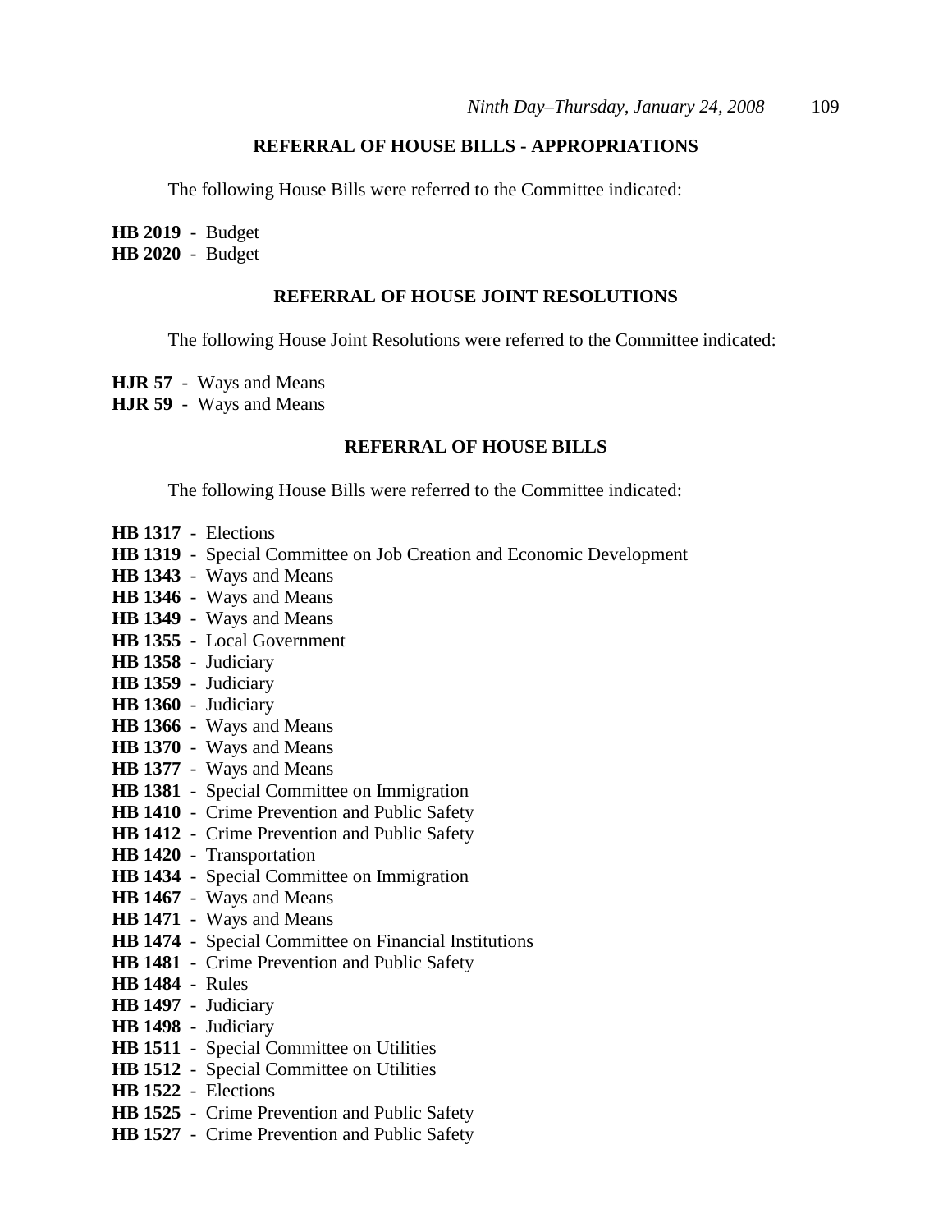## REFERRAL OF HOUSE BILLS - APPROPRIATIONS

The following House Bills were referred to the Committee indicated:

**HB 2019** - Budget
**HB 2020** - Budget

## REFERRAL OF HOUSE JOINT RESOLUTIONS

The following House Joint Resolutions were referred to the Committee indicated:

**HJR 57** - Ways and Means
**HJR 59** - Ways and Means

## REFERRAL OF HOUSE BILLS

The following House Bills were referred to the Committee indicated:

**HB 1317** - Elections
**HB 1319** - Special Committee on Job Creation and Economic Development
**HB 1343** - Ways and Means
**HB 1346** - Ways and Means
**HB 1349** - Ways and Means
**HB 1355** - Local Government
**HB 1358** - Judiciary
**HB 1359** - Judiciary
**HB 1360** - Judiciary
**HB 1366** - Ways and Means
**HB 1370** - Ways and Means
**HB 1377** - Ways and Means
**HB 1381** - Special Committee on Immigration
**HB 1410** - Crime Prevention and Public Safety
**HB 1412** - Crime Prevention and Public Safety
**HB 1420** - Transportation
**HB 1434** - Special Committee on Immigration
**HB 1467** - Ways and Means
**HB 1471** - Ways and Means
**HB 1474** - Special Committee on Financial Institutions
**HB 1481** - Crime Prevention and Public Safety
**HB 1484** - Rules
**HB 1497** - Judiciary
**HB 1498** - Judiciary
**HB 1511** - Special Committee on Utilities
**HB 1512** - Special Committee on Utilities
**HB 1522** - Elections
**HB 1525** - Crime Prevention and Public Safety
**HB 1527** - Crime Prevention and Public Safety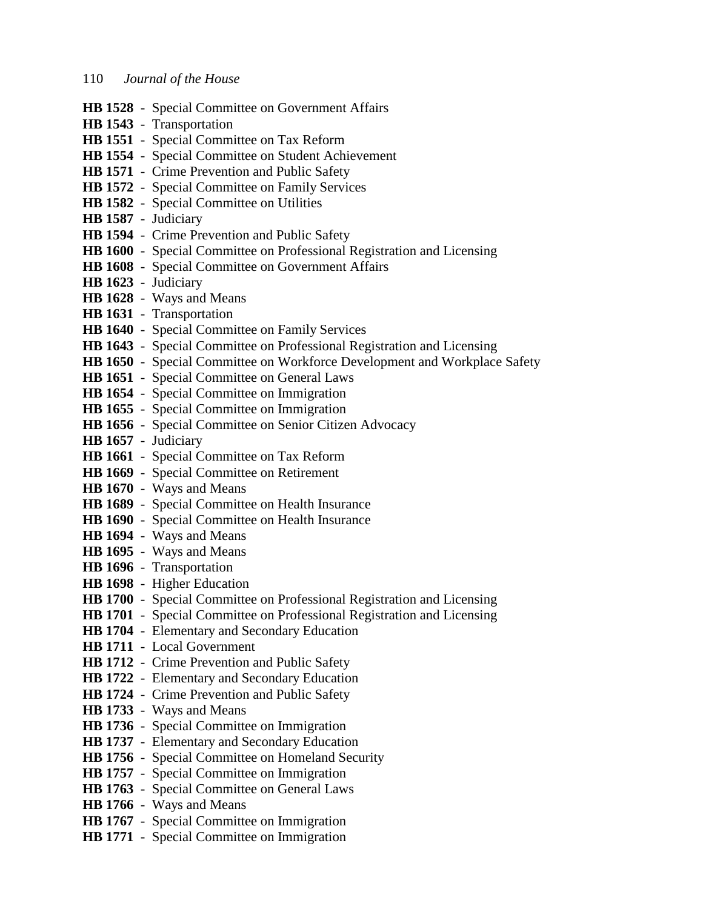**HB 1528** - Special Committee on Government Affairs
**HB 1543** - Transportation
**HB 1551** - Special Committee on Tax Reform
**HB 1554** - Special Committee on Student Achievement
**HB 1571** - Crime Prevention and Public Safety
**HB 1572** - Special Committee on Family Services
**HB 1582** - Special Committee on Utilities
**HB 1587** - Judiciary
**HB 1594** - Crime Prevention and Public Safety
**HB 1600** - Special Committee on Professional Registration and Licensing
**HB 1608** - Special Committee on Government Affairs
**HB 1623** - Judiciary
**HB 1628** - Ways and Means
**HB 1631** - Transportation
**HB 1640** - Special Committee on Family Services
**HB 1643** - Special Committee on Professional Registration and Licensing
**HB 1650** - Special Committee on Workforce Development and Workplace Safety
**HB 1651** - Special Committee on General Laws
**HB 1654** - Special Committee on Immigration
**HB 1655** - Special Committee on Immigration
**HB 1656** - Special Committee on Senior Citizen Advocacy
**HB 1657** - Judiciary
**HB 1661** - Special Committee on Tax Reform
**HB 1669** - Special Committee on Retirement
**HB 1670** - Ways and Means
**HB 1689** - Special Committee on Health Insurance
**HB 1690** - Special Committee on Health Insurance
**HB 1694** - Ways and Means
**HB 1695** - Ways and Means
**HB 1696** - Transportation
**HB 1698** - Higher Education
**HB 1700** - Special Committee on Professional Registration and Licensing
**HB 1701** - Special Committee on Professional Registration and Licensing
**HB 1704** - Elementary and Secondary Education
**HB 1711** - Local Government
**HB 1712** - Crime Prevention and Public Safety
**HB 1722** - Elementary and Secondary Education
**HB 1724** - Crime Prevention and Public Safety
**HB 1733** - Ways and Means
**HB 1736** - Special Committee on Immigration
**HB 1737** - Elementary and Secondary Education
**HB 1756** - Special Committee on Homeland Security
**HB 1757** - Special Committee on Immigration
**HB 1763** - Special Committee on General Laws
**HB 1766** - Ways and Means
**HB 1767** - Special Committee on Immigration
**HB 1771** - Special Committee on Immigration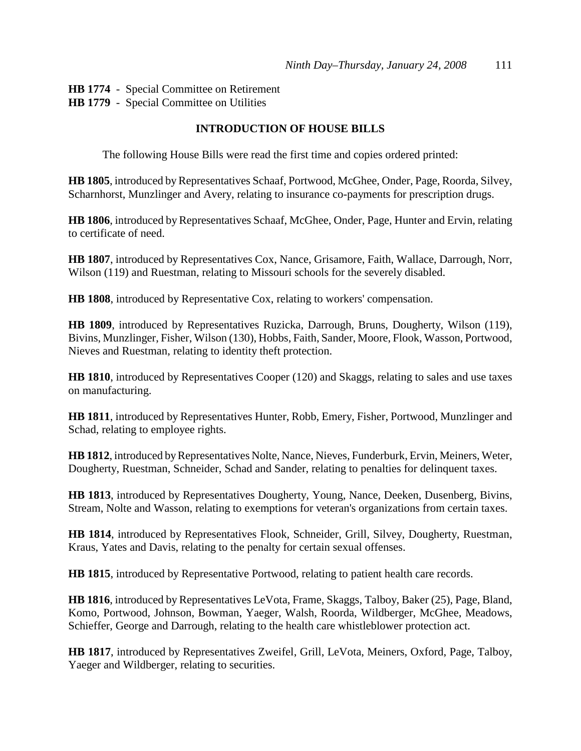**HB 1774** - Special Committee on Retirement
**HB 1779** - Special Committee on Utilities

### INTRODUCTION OF HOUSE BILLS

The following House Bills were read the first time and copies ordered printed:

**HB 1805**, introduced by Representatives Schaaf, Portwood, McGhee, Onder, Page, Roorda, Silvey, Scharnhorst, Munzlinger and Avery, relating to insurance co-payments for prescription drugs.

**HB 1806**, introduced by Representatives Schaaf, McGhee, Onder, Page, Hunter and Ervin, relating to certificate of need.

**HB 1807**, introduced by Representatives Cox, Nance, Grisamore, Faith, Wallace, Darrough, Norr, Wilson (119) and Ruestman, relating to Missouri schools for the severely disabled.

**HB 1808**, introduced by Representative Cox, relating to workers' compensation.

**HB 1809**, introduced by Representatives Ruzicka, Darrough, Bruns, Dougherty, Wilson (119), Bivins, Munzlinger, Fisher, Wilson (130), Hobbs, Faith, Sander, Moore, Flook, Wasson, Portwood, Nieves and Ruestman, relating to identity theft protection.

**HB 1810**, introduced by Representatives Cooper (120) and Skaggs, relating to sales and use taxes on manufacturing.

**HB 1811**, introduced by Representatives Hunter, Robb, Emery, Fisher, Portwood, Munzlinger and Schad, relating to employee rights.

**HB 1812**, introduced by Representatives Nolte, Nance, Nieves, Funderburk, Ervin, Meiners, Weter, Dougherty, Ruestman, Schneider, Schad and Sander, relating to penalties for delinquent taxes.

**HB 1813**, introduced by Representatives Dougherty, Young, Nance, Deeken, Dusenberg, Bivins, Stream, Nolte and Wasson, relating to exemptions for veteran's organizations from certain taxes.

**HB 1814**, introduced by Representatives Flook, Schneider, Grill, Silvey, Dougherty, Ruestman, Kraus, Yates and Davis, relating to the penalty for certain sexual offenses.

**HB 1815**, introduced by Representative Portwood, relating to patient health care records.

**HB 1816**, introduced by Representatives LeVota, Frame, Skaggs, Talboy, Baker (25), Page, Bland, Komo, Portwood, Johnson, Bowman, Yaeger, Walsh, Roorda, Wildberger, McGhee, Meadows, Schieffer, George and Darrough, relating to the health care whistleblower protection act.

**HB 1817**, introduced by Representatives Zweifel, Grill, LeVota, Meiners, Oxford, Page, Talboy, Yaeger and Wildberger, relating to securities.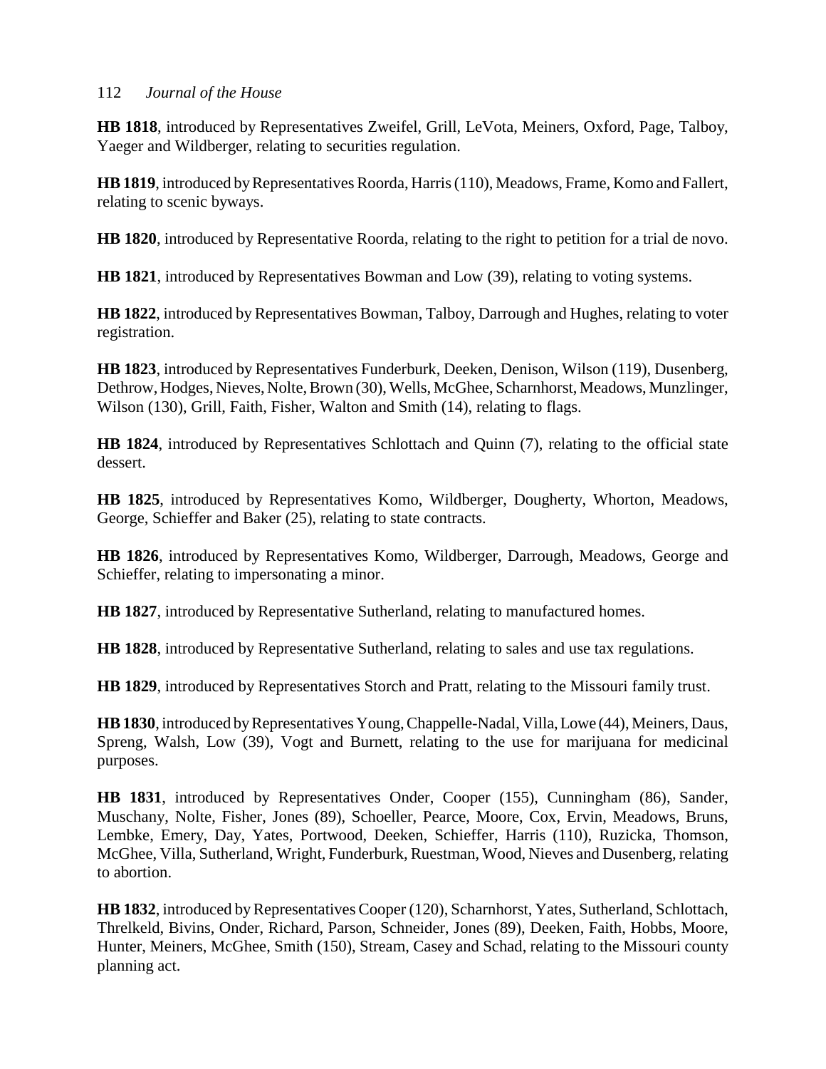**HB 1818**, introduced by Representatives Zweifel, Grill, LeVota, Meiners, Oxford, Page, Talboy, Yaeger and Wildberger, relating to securities regulation.

**HB 1819**, introduced by Representatives Roorda, Harris (110), Meadows, Frame, Komo and Fallert, relating to scenic byways.

**HB 1820**, introduced by Representative Roorda, relating to the right to petition for a trial de novo.

**HB 1821**, introduced by Representatives Bowman and Low (39), relating to voting systems.

**HB 1822**, introduced by Representatives Bowman, Talboy, Darrough and Hughes, relating to voter registration.

**HB 1823**, introduced by Representatives Funderburk, Deeken, Denison, Wilson (119), Dusenberg, Dethrow, Hodges, Nieves, Nolte, Brown (30), Wells, McGhee, Scharnhorst, Meadows, Munzlinger, Wilson (130), Grill, Faith, Fisher, Walton and Smith (14), relating to flags.

**HB 1824**, introduced by Representatives Schlottach and Quinn (7), relating to the official state dessert.

**HB 1825**, introduced by Representatives Komo, Wildberger, Dougherty, Whorton, Meadows, George, Schieffer and Baker (25), relating to state contracts.

**HB 1826**, introduced by Representatives Komo, Wildberger, Darrough, Meadows, George and Schieffer, relating to impersonating a minor.

**HB 1827**, introduced by Representative Sutherland, relating to manufactured homes.

**HB 1828**, introduced by Representative Sutherland, relating to sales and use tax regulations.

**HB 1829**, introduced by Representatives Storch and Pratt, relating to the Missouri family trust.

**HB 1830**, introduced by Representatives Young, Chappelle-Nadal, Villa, Lowe (44), Meiners, Daus, Spreng, Walsh, Low (39), Vogt and Burnett, relating to the use for marijuana for medicinal purposes.

**HB 1831**, introduced by Representatives Onder, Cooper (155), Cunningham (86), Sander, Muschany, Nolte, Fisher, Jones (89), Schoeller, Pearce, Moore, Cox, Ervin, Meadows, Bruns, Lembke, Emery, Day, Yates, Portwood, Deeken, Schieffer, Harris (110), Ruzicka, Thomson, McGhee, Villa, Sutherland, Wright, Funderburk, Ruestman, Wood, Nieves and Dusenberg, relating to abortion.

**HB 1832**, introduced by Representatives Cooper (120), Scharnhorst, Yates, Sutherland, Schlottach, Threlkeld, Bivins, Onder, Richard, Parson, Schneider, Jones (89), Deeken, Faith, Hobbs, Moore, Hunter, Meiners, McGhee, Smith (150), Stream, Casey and Schad, relating to the Missouri county planning act.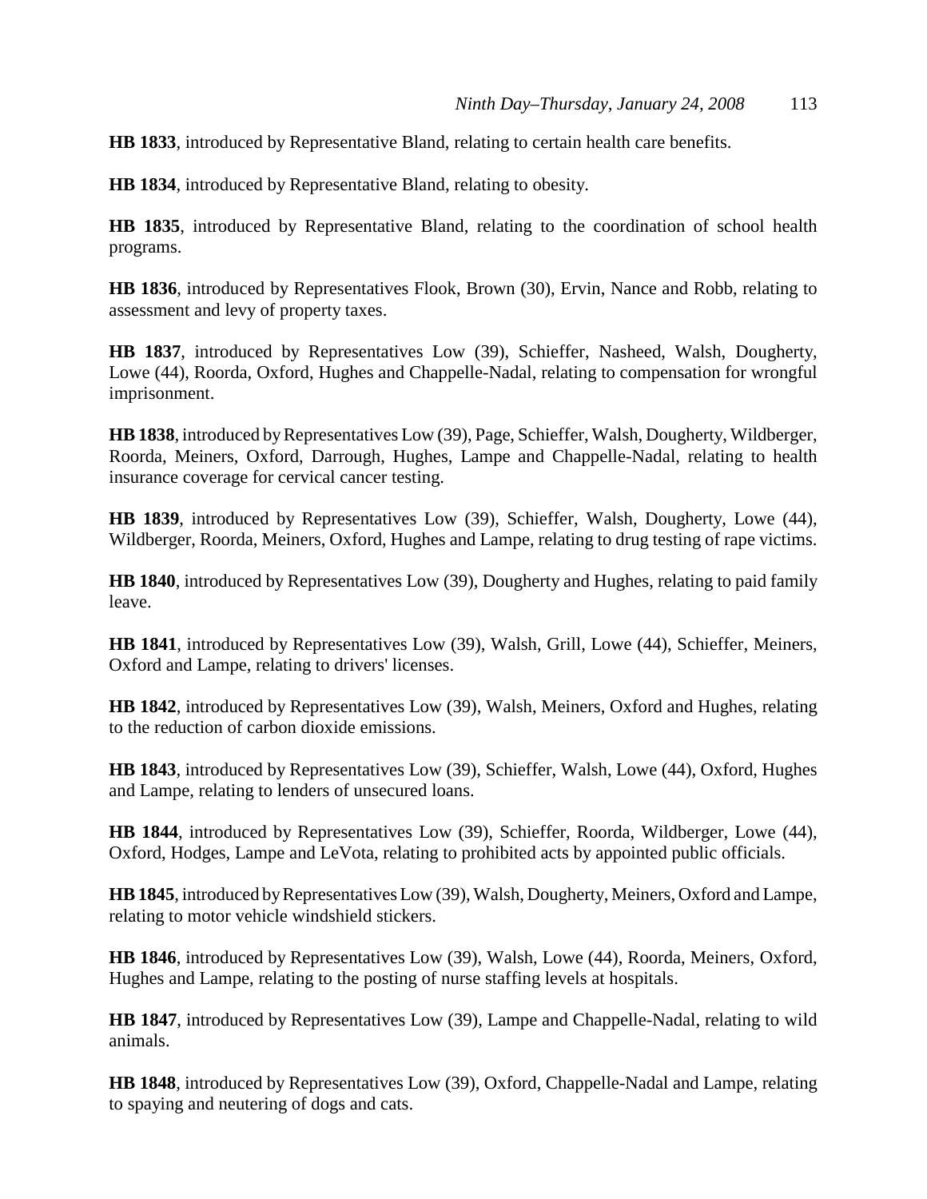**HB 1833**, introduced by Representative Bland, relating to certain health care benefits.

**HB 1834**, introduced by Representative Bland, relating to obesity.

**HB 1835**, introduced by Representative Bland, relating to the coordination of school health programs.

**HB 1836**, introduced by Representatives Flook, Brown (30), Ervin, Nance and Robb, relating to assessment and levy of property taxes.

**HB 1837**, introduced by Representatives Low (39), Schieffer, Nasheed, Walsh, Dougherty, Lowe (44), Roorda, Oxford, Hughes and Chappelle-Nadal, relating to compensation for wrongful imprisonment.

**HB 1838**, introduced by Representatives Low (39), Page, Schieffer, Walsh, Dougherty, Wildberger, Roorda, Meiners, Oxford, Darrough, Hughes, Lampe and Chappelle-Nadal, relating to health insurance coverage for cervical cancer testing.

**HB 1839**, introduced by Representatives Low (39), Schieffer, Walsh, Dougherty, Lowe (44), Wildberger, Roorda, Meiners, Oxford, Hughes and Lampe, relating to drug testing of rape victims.

**HB 1840**, introduced by Representatives Low (39), Dougherty and Hughes, relating to paid family leave.

**HB 1841**, introduced by Representatives Low (39), Walsh, Grill, Lowe (44), Schieffer, Meiners, Oxford and Lampe, relating to drivers' licenses.

**HB 1842**, introduced by Representatives Low (39), Walsh, Meiners, Oxford and Hughes, relating to the reduction of carbon dioxide emissions.

**HB 1843**, introduced by Representatives Low (39), Schieffer, Walsh, Lowe (44), Oxford, Hughes and Lampe, relating to lenders of unsecured loans.

**HB 1844**, introduced by Representatives Low (39), Schieffer, Roorda, Wildberger, Lowe (44), Oxford, Hodges, Lampe and LeVota, relating to prohibited acts by appointed public officials.

**HB 1845**, introduced by Representatives Low (39), Walsh, Dougherty, Meiners, Oxford and Lampe, relating to motor vehicle windshield stickers.

**HB 1846**, introduced by Representatives Low (39), Walsh, Lowe (44), Roorda, Meiners, Oxford, Hughes and Lampe, relating to the posting of nurse staffing levels at hospitals.

**HB 1847**, introduced by Representatives Low (39), Lampe and Chappelle-Nadal, relating to wild animals.

**HB 1848**, introduced by Representatives Low (39), Oxford, Chappelle-Nadal and Lampe, relating to spaying and neutering of dogs and cats.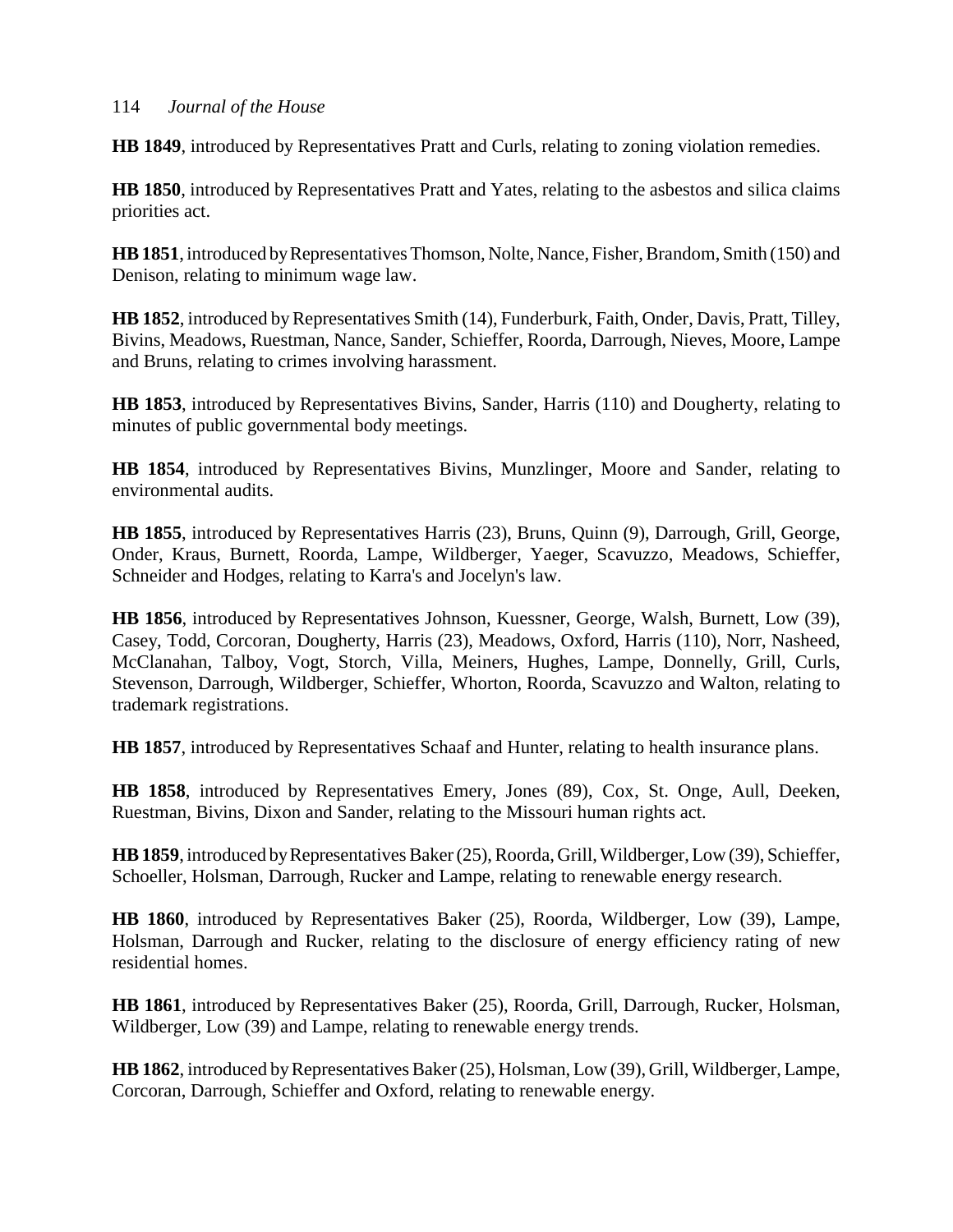**HB 1849**, introduced by Representatives Pratt and Curls, relating to zoning violation remedies.

**HB 1850**, introduced by Representatives Pratt and Yates, relating to the asbestos and silica claims priorities act.

**HB 1851**, introduced by Representatives Thomson, Nolte, Nance, Fisher, Brandom, Smith (150) and Denison, relating to minimum wage law.

**HB 1852**, introduced by Representatives Smith (14), Funderburk, Faith, Onder, Davis, Pratt, Tilley, Bivins, Meadows, Ruestman, Nance, Sander, Schieffer, Roorda, Darrough, Nieves, Moore, Lampe and Bruns, relating to crimes involving harassment.

**HB 1853**, introduced by Representatives Bivins, Sander, Harris (110) and Dougherty, relating to minutes of public governmental body meetings.

**HB 1854**, introduced by Representatives Bivins, Munzlinger, Moore and Sander, relating to environmental audits.

**HB 1855**, introduced by Representatives Harris (23), Bruns, Quinn (9), Darrough, Grill, George, Onder, Kraus, Burnett, Roorda, Lampe, Wildberger, Yaeger, Scavuzzo, Meadows, Schieffer, Schneider and Hodges, relating to Karra's and Jocelyn's law.

**HB 1856**, introduced by Representatives Johnson, Kuessner, George, Walsh, Burnett, Low (39), Casey, Todd, Corcoran, Dougherty, Harris (23), Meadows, Oxford, Harris (110), Norr, Nasheed, McClanahan, Talboy, Vogt, Storch, Villa, Meiners, Hughes, Lampe, Donnelly, Grill, Curls, Stevenson, Darrough, Wildberger, Schieffer, Whorton, Roorda, Scavuzzo and Walton, relating to trademark registrations.

**HB 1857**, introduced by Representatives Schaaf and Hunter, relating to health insurance plans.

**HB 1858**, introduced by Representatives Emery, Jones (89), Cox, St. Onge, Aull, Deeken, Ruestman, Bivins, Dixon and Sander, relating to the Missouri human rights act.

**HB 1859**, introduced by Representatives Baker (25), Roorda, Grill, Wildberger, Low (39), Schieffer, Schoeller, Holsman, Darrough, Rucker and Lampe, relating to renewable energy research.

**HB 1860**, introduced by Representatives Baker (25), Roorda, Wildberger, Low (39), Lampe, Holsman, Darrough and Rucker, relating to the disclosure of energy efficiency rating of new residential homes.

**HB 1861**, introduced by Representatives Baker (25), Roorda, Grill, Darrough, Rucker, Holsman, Wildberger, Low (39) and Lampe, relating to renewable energy trends.

**HB 1862**, introduced by Representatives Baker (25), Holsman, Low (39), Grill, Wildberger, Lampe, Corcoran, Darrough, Schieffer and Oxford, relating to renewable energy.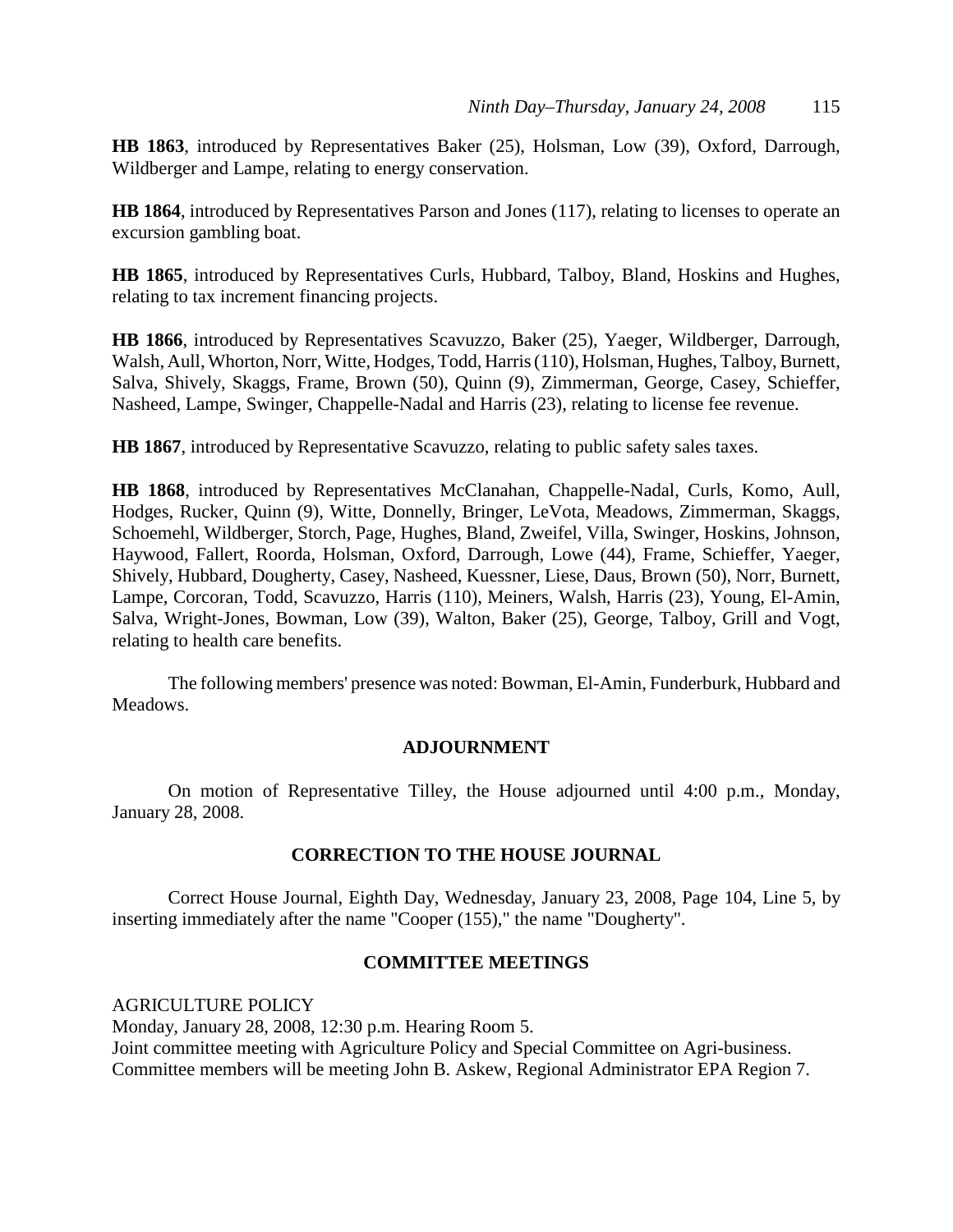**HB 1863**, introduced by Representatives Baker (25), Holsman, Low (39), Oxford, Darrough, Wildberger and Lampe, relating to energy conservation.

**HB 1864**, introduced by Representatives Parson and Jones (117), relating to licenses to operate an excursion gambling boat.

**HB 1865**, introduced by Representatives Curls, Hubbard, Talboy, Bland, Hoskins and Hughes, relating to tax increment financing projects.

**HB 1866**, introduced by Representatives Scavuzzo, Baker (25), Yaeger, Wildberger, Darrough, Walsh, Aull, Whorton, Norr, Witte, Hodges, Todd, Harris (110), Holsman, Hughes, Talboy, Burnett, Salva, Shively, Skaggs, Frame, Brown (50), Quinn (9), Zimmerman, George, Casey, Schieffer, Nasheed, Lampe, Swinger, Chappelle-Nadal and Harris (23), relating to license fee revenue.

**HB 1867**, introduced by Representative Scavuzzo, relating to public safety sales taxes.

**HB 1868**, introduced by Representatives McClanahan, Chappelle-Nadal, Curls, Komo, Aull, Hodges, Rucker, Quinn (9), Witte, Donnelly, Bringer, LeVota, Meadows, Zimmerman, Skaggs, Schoemehl, Wildberger, Storch, Page, Hughes, Bland, Zweifel, Villa, Swinger, Hoskins, Johnson, Haywood, Fallert, Roorda, Holsman, Oxford, Darrough, Lowe (44), Frame, Schieffer, Yaeger, Shively, Hubbard, Dougherty, Casey, Nasheed, Kuessner, Liese, Daus, Brown (50), Norr, Burnett, Lampe, Corcoran, Todd, Scavuzzo, Harris (110), Meiners, Walsh, Harris (23), Young, El-Amin, Salva, Wright-Jones, Bowman, Low (39), Walton, Baker (25), George, Talboy, Grill and Vogt, relating to health care benefits.

The following members' presence was noted: Bowman, El-Amin, Funderburk, Hubbard and Meadows.

## ADJOURNMENT

On motion of Representative Tilley, the House adjourned until 4:00 p.m., Monday, January 28, 2008.

## CORRECTION TO THE HOUSE JOURNAL

Correct House Journal, Eighth Day, Wednesday, January 23, 2008, Page 104, Line 5, by inserting immediately after the name "Cooper (155)," the name "Dougherty".

## COMMITTEE MEETINGS

AGRICULTURE POLICY
Monday, January 28, 2008, 12:30 p.m. Hearing Room 5.
Joint committee meeting with Agriculture Policy and Special Committee on Agri-business.
Committee members will be meeting John B. Askew, Regional Administrator EPA Region 7.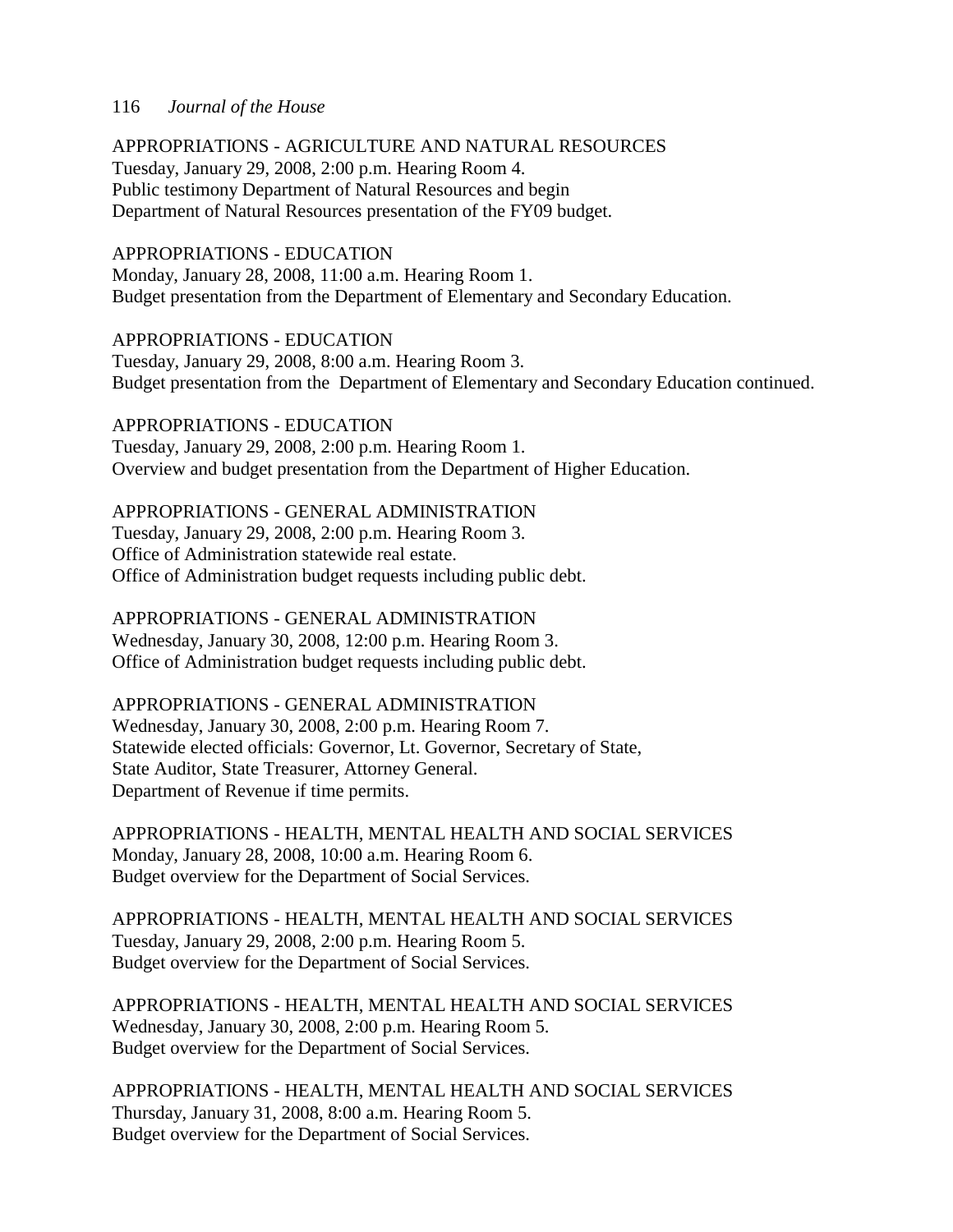APPROPRIATIONS - AGRICULTURE AND NATURAL RESOURCES
Tuesday, January 29, 2008, 2:00 p.m. Hearing Room 4.
Public testimony Department of Natural Resources and begin
Department of Natural Resources presentation of the FY09 budget.

APPROPRIATIONS - EDUCATION
Monday, January 28, 2008, 11:00 a.m. Hearing Room 1.
Budget presentation from the Department of Elementary and Secondary Education.

APPROPRIATIONS - EDUCATION
Tuesday, January 29, 2008, 8:00 a.m. Hearing Room 3.
Budget presentation from the Department of Elementary and Secondary Education continued.

APPROPRIATIONS - EDUCATION
Tuesday, January 29, 2008, 2:00 p.m. Hearing Room 1.
Overview and budget presentation from the Department of Higher Education.

APPROPRIATIONS - GENERAL ADMINISTRATION
Tuesday, January 29, 2008, 2:00 p.m. Hearing Room 3.
Office of Administration statewide real estate.
Office of Administration budget requests including public debt.

APPROPRIATIONS - GENERAL ADMINISTRATION
Wednesday, January 30, 2008, 12:00 p.m. Hearing Room 3.
Office of Administration budget requests including public debt.

APPROPRIATIONS - GENERAL ADMINISTRATION
Wednesday, January 30, 2008, 2:00 p.m. Hearing Room 7.
Statewide elected officials: Governor, Lt. Governor, Secretary of State,
State Auditor, State Treasurer, Attorney General.
Department of Revenue if time permits.

APPROPRIATIONS - HEALTH, MENTAL HEALTH AND SOCIAL SERVICES
Monday, January 28, 2008, 10:00 a.m. Hearing Room 6.
Budget overview for the Department of Social Services.

APPROPRIATIONS - HEALTH, MENTAL HEALTH AND SOCIAL SERVICES
Tuesday, January 29, 2008, 2:00 p.m. Hearing Room 5.
Budget overview for the Department of Social Services.

APPROPRIATIONS - HEALTH, MENTAL HEALTH AND SOCIAL SERVICES
Wednesday, January 30, 2008, 2:00 p.m. Hearing Room 5.
Budget overview for the Department of Social Services.

APPROPRIATIONS - HEALTH, MENTAL HEALTH AND SOCIAL SERVICES
Thursday, January 31, 2008, 8:00 a.m. Hearing Room 5.
Budget overview for the Department of Social Services.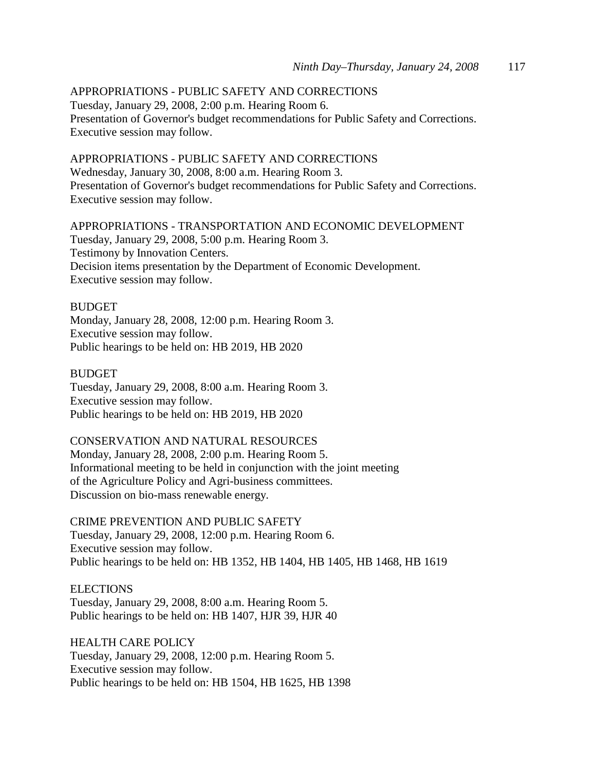APPROPRIATIONS - PUBLIC SAFETY AND CORRECTIONS
Tuesday, January 29, 2008, 2:00 p.m. Hearing Room 6.
Presentation of Governor's budget recommendations for Public Safety and Corrections.
Executive session may follow.

APPROPRIATIONS - PUBLIC SAFETY AND CORRECTIONS
Wednesday, January 30, 2008, 8:00 a.m. Hearing Room 3.
Presentation of Governor's budget recommendations for Public Safety and Corrections.
Executive session may follow.

APPROPRIATIONS - TRANSPORTATION AND ECONOMIC DEVELOPMENT
Tuesday, January 29, 2008, 5:00 p.m. Hearing Room 3.
Testimony by Innovation Centers.
Decision items presentation by the Department of Economic Development.
Executive session may follow.

BUDGET
Monday, January 28, 2008, 12:00 p.m. Hearing Room 3.
Executive session may follow.
Public hearings to be held on: HB 2019, HB 2020

BUDGET
Tuesday, January 29, 2008, 8:00 a.m. Hearing Room 3.
Executive session may follow.
Public hearings to be held on: HB 2019, HB 2020

CONSERVATION AND NATURAL RESOURCES
Monday, January 28, 2008, 2:00 p.m. Hearing Room 5.
Informational meeting to be held in conjunction with the joint meeting
of the Agriculture Policy and Agri-business committees.
Discussion on bio-mass renewable energy.

CRIME PREVENTION AND PUBLIC SAFETY
Tuesday, January 29, 2008, 12:00 p.m. Hearing Room 6.
Executive session may follow.
Public hearings to be held on: HB 1352, HB 1404, HB 1405, HB 1468, HB 1619

ELECTIONS
Tuesday, January 29, 2008, 8:00 a.m. Hearing Room 5.
Public hearings to be held on: HB 1407, HJR 39, HJR 40

HEALTH CARE POLICY
Tuesday, January 29, 2008, 12:00 p.m. Hearing Room 5.
Executive session may follow.
Public hearings to be held on: HB 1504, HB 1625, HB 1398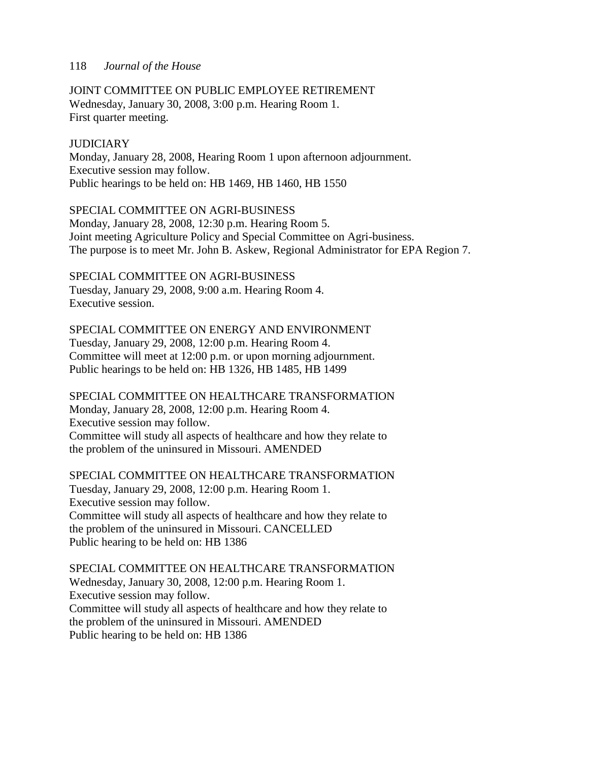JOINT COMMITTEE ON PUBLIC EMPLOYEE RETIREMENT
Wednesday, January 30, 2008, 3:00 p.m. Hearing Room 1.
First quarter meeting.

JUDICIARY
Monday, January 28, 2008, Hearing Room 1 upon afternoon adjournment.
Executive session may follow.
Public hearings to be held on: HB 1469, HB 1460, HB 1550

SPECIAL COMMITTEE ON AGRI-BUSINESS
Monday, January 28, 2008, 12:30 p.m. Hearing Room 5.
Joint meeting Agriculture Policy and Special Committee on Agri-business.
The purpose is to meet Mr. John B. Askew, Regional Administrator for EPA Region 7.

SPECIAL COMMITTEE ON AGRI-BUSINESS
Tuesday, January 29, 2008, 9:00 a.m. Hearing Room 4.
Executive session.

SPECIAL COMMITTEE ON ENERGY AND ENVIRONMENT
Tuesday, January 29, 2008, 12:00 p.m. Hearing Room 4.
Committee will meet at 12:00 p.m. or upon morning adjournment.
Public hearings to be held on: HB 1326, HB 1485, HB 1499

SPECIAL COMMITTEE ON HEALTHCARE TRANSFORMATION
Monday, January 28, 2008, 12:00 p.m. Hearing Room 4.
Executive session may follow.
Committee will study all aspects of healthcare and how they relate to
the problem of the uninsured in Missouri. AMENDED

SPECIAL COMMITTEE ON HEALTHCARE TRANSFORMATION
Tuesday, January 29, 2008, 12:00 p.m. Hearing Room 1.
Executive session may follow.
Committee will study all aspects of healthcare and how they relate to
the problem of the uninsured in Missouri. CANCELLED
Public hearing to be held on: HB 1386

SPECIAL COMMITTEE ON HEALTHCARE TRANSFORMATION
Wednesday, January 30, 2008, 12:00 p.m. Hearing Room 1.
Executive session may follow.
Committee will study all aspects of healthcare and how they relate to
the problem of the uninsured in Missouri. AMENDED
Public hearing to be held on: HB 1386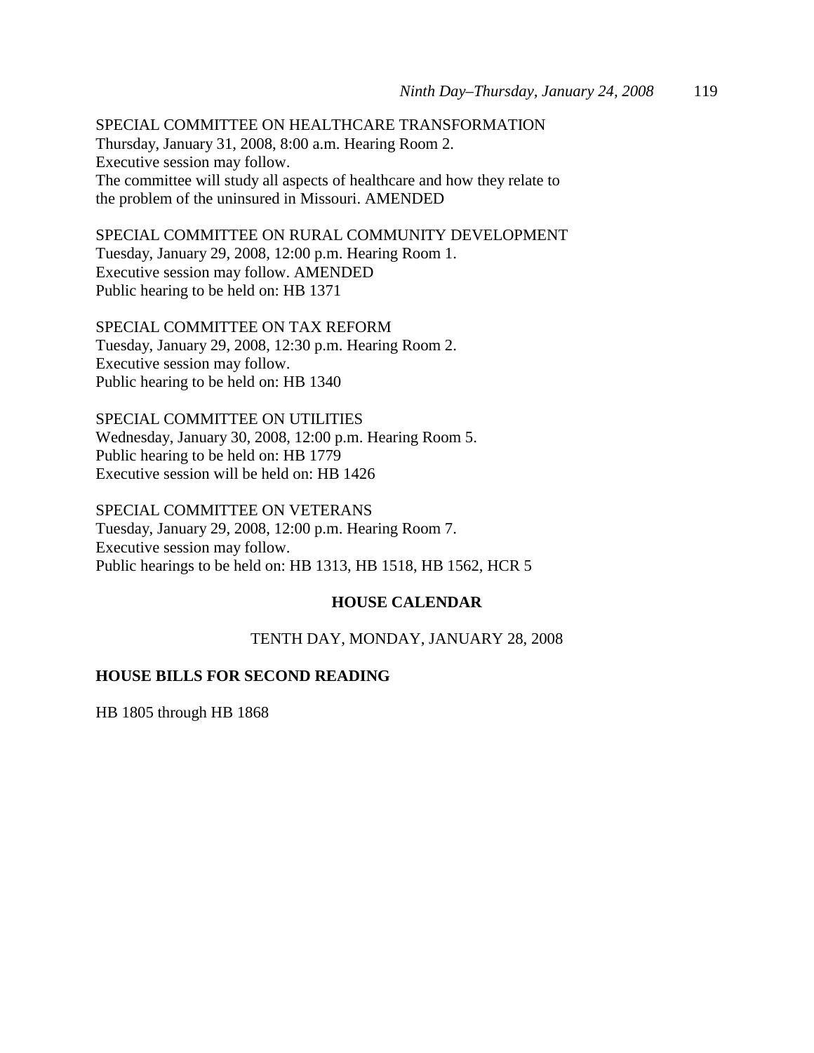SPECIAL COMMITTEE ON HEALTHCARE TRANSFORMATION
Thursday, January 31, 2008, 8:00 a.m. Hearing Room 2.
Executive session may follow.
The committee will study all aspects of healthcare and how they relate to the problem of the uninsured in Missouri. AMENDED

SPECIAL COMMITTEE ON RURAL COMMUNITY DEVELOPMENT
Tuesday, January 29, 2008, 12:00 p.m. Hearing Room 1.
Executive session may follow. AMENDED
Public hearing to be held on: HB 1371

SPECIAL COMMITTEE ON TAX REFORM
Tuesday, January 29, 2008, 12:30 p.m. Hearing Room 2.
Executive session may follow.
Public hearing to be held on: HB 1340

SPECIAL COMMITTEE ON UTILITIES
Wednesday, January 30, 2008, 12:00 p.m. Hearing Room 5.
Public hearing to be held on: HB 1779
Executive session will be held on: HB 1426

SPECIAL COMMITTEE ON VETERANS
Tuesday, January 29, 2008, 12:00 p.m. Hearing Room 7.
Executive session may follow.
Public hearings to be held on: HB 1313, HB 1518, HB 1562, HCR 5

## HOUSE CALENDAR

TENTH DAY, MONDAY, JANUARY 28, 2008

### HOUSE BILLS FOR SECOND READING

HB 1805 through HB 1868